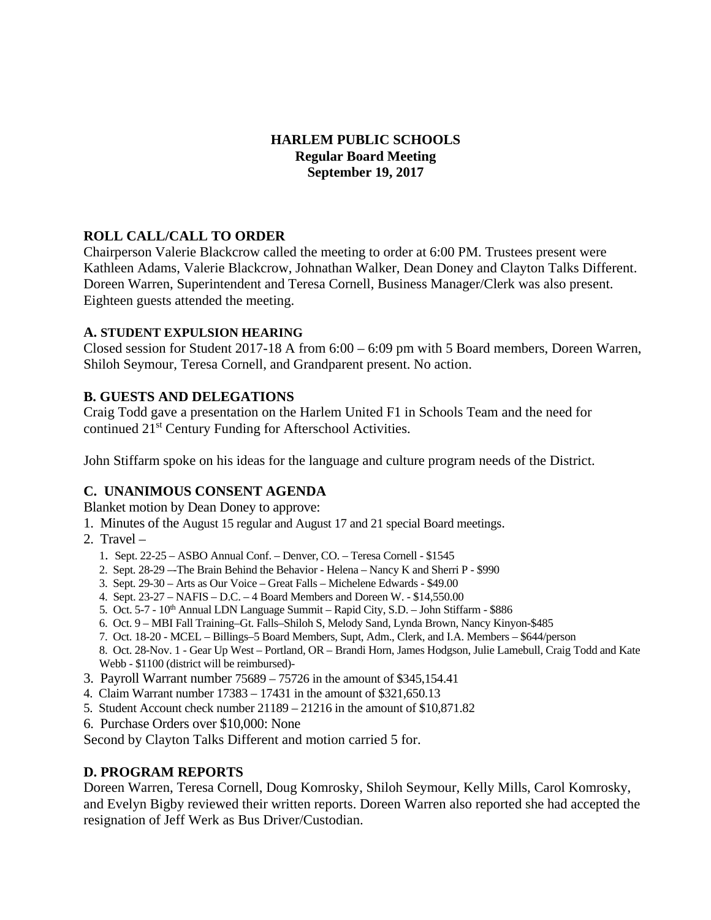# HARLEM PUBLIC SCHOOLS
## Regular Board Meeting
## September 19, 2017

### ROLL CALL/CALL TO ORDER

Chairperson Valerie Blackcrow called the meeting to order at 6:00 PM. Trustees present were Kathleen Adams, Valerie Blackcrow, Johnathan Walker, Dean Doney and Clayton Talks Different. Doreen Warren, Superintendent and Teresa Cornell, Business Manager/Clerk was also present. Eighteen guests attended the meeting.

### A. STUDENT EXPULSION HEARING

Closed session for Student 2017-18 A from 6:00 – 6:09 pm with 5 Board members, Doreen Warren, Shiloh Seymour, Teresa Cornell, and Grandparent present. No action.

### B. GUESTS AND DELEGATIONS

Craig Todd gave a presentation on the Harlem United F1 in Schools Team and the need for continued 21st Century Funding for Afterschool Activities.

John Stiffarm spoke on his ideas for the language and culture program needs of the District.

### C. UNANIMOUS CONSENT AGENDA

Blanket motion by Dean Doney to approve:

1. Minutes of the August 15 regular and August 17 and 21 special Board meetings.
2. Travel –
   1. Sept. 22-25 – ASBO Annual Conf. – Denver, CO. – Teresa Cornell - $1545
   2. Sept. 28-29 –-The Brain Behind the Behavior - Helena – Nancy K and Sherri P - $990
   3. Sept. 29-30 – Arts as Our Voice – Great Falls – Michelene Edwards - $49.00
   4. Sept. 23-27 – NAFIS – D.C. – 4 Board Members and Doreen W. - $14,550.00
   5. Oct. 5-7 - 10th Annual LDN Language Summit – Rapid City, S.D. – John Stiffarm - $886
   6. Oct. 9 – MBI Fall Training–Gt. Falls–Shiloh S, Melody Sand, Lynda Brown, Nancy Kinyon-$485
   7. Oct. 18-20 - MCEL – Billings–5 Board Members, Supt, Adm., Clerk, and I.A. Members – $644/person
   8. Oct. 28-Nov. 1 - Gear Up West – Portland, OR – Brandi Horn, James Hodgson, Julie Lamebull, Craig Todd and Kate Webb - $1100 (district will be reimbursed)-
3. Payroll Warrant number 75689 – 75726 in the amount of $345,154.41
4. Claim Warrant number 17383 – 17431 in the amount of $321,650.13
5. Student Account check number 21189 – 21216 in the amount of $10,871.82
6. Purchase Orders over $10,000: None

Second by Clayton Talks Different and motion carried 5 for.

### D. PROGRAM REPORTS

Doreen Warren, Teresa Cornell, Doug Komrosky, Shiloh Seymour, Kelly Mills, Carol Komrosky, and Evelyn Bigby reviewed their written reports. Doreen Warren also reported she had accepted the resignation of Jeff Werk as Bus Driver/Custodian.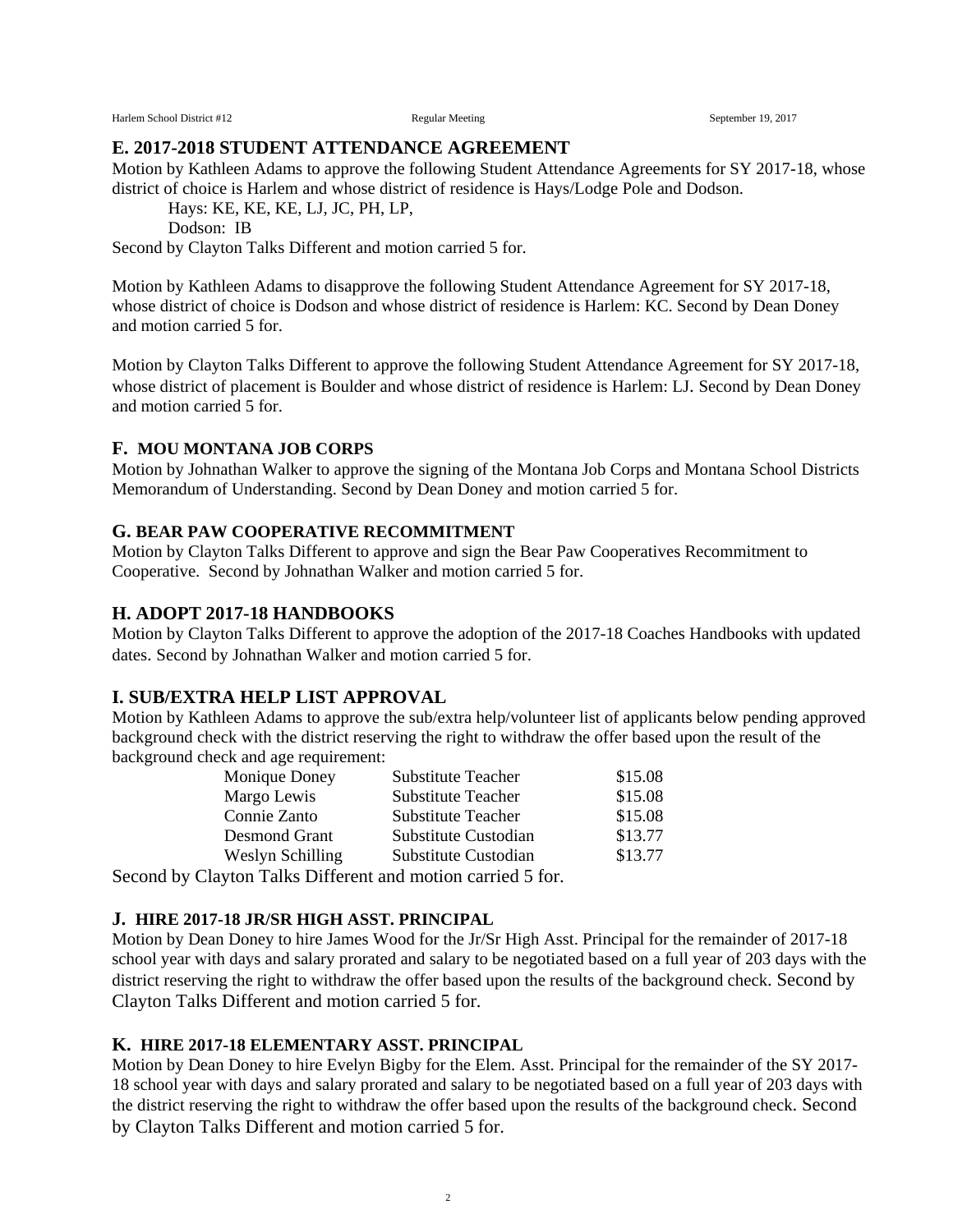## E. 2017-2018 STUDENT ATTENDANCE AGREEMENT

Motion by Kathleen Adams to approve the following Student Attendance Agreements for SY 2017-18, whose district of choice is Harlem and whose district of residence is Hays/Lodge Pole and Dodson.

Hays: KE, KE, KE, LJ, JC, PH, LP,

Dodson: IB

Second by Clayton Talks Different and motion carried 5 for.

Motion by Kathleen Adams to disapprove the following Student Attendance Agreement for SY 2017-18, whose district of choice is Dodson and whose district of residence is Harlem: KC. Second by Dean Doney and motion carried 5 for.

Motion by Clayton Talks Different to approve the following Student Attendance Agreement for SY 2017-18, whose district of placement is Boulder and whose district of residence is Harlem: LJ. Second by Dean Doney and motion carried 5 for.

## F. MOU MONTANA JOB CORPS

Motion by Johnathan Walker to approve the signing of the Montana Job Corps and Montana School Districts Memorandum of Understanding. Second by Dean Doney and motion carried 5 for.

## G. BEAR PAW COOPERATIVE RECOMMITMENT

Motion by Clayton Talks Different to approve and sign the Bear Paw Cooperatives Recommitment to Cooperative. Second by Johnathan Walker and motion carried 5 for.

## H. ADOPT 2017-18 HANDBOOKS

Motion by Clayton Talks Different to approve the adoption of the 2017-18 Coaches Handbooks with updated dates. Second by Johnathan Walker and motion carried 5 for.

## I. SUB/EXTRA HELP LIST APPROVAL

Motion by Kathleen Adams to approve the sub/extra help/volunteer list of applicants below pending approved background check with the district reserving the right to withdraw the offer based upon the result of the background check and age requirement:

| | | |
|---|---|---|
| Monique Doney | Substitute Teacher | $15.08 |
| Margo Lewis | Substitute Teacher | $15.08 |
| Connie Zanto | Substitute Teacher | $15.08 |
| Desmond Grant | Substitute Custodian | $13.77 |
| Weslyn Schilling | Substitute Custodian | $13.77 |

Second by Clayton Talks Different and motion carried 5 for.

## J. HIRE 2017-18 JR/SR HIGH ASST. PRINCIPAL

Motion by Dean Doney to hire James Wood for the Jr/Sr High Asst. Principal for the remainder of 2017-18 school year with days and salary prorated and salary to be negotiated based on a full year of 203 days with the district reserving the right to withdraw the offer based upon the results of the background check. Second by Clayton Talks Different and motion carried 5 for.

## K. HIRE 2017-18 ELEMENTARY ASST. PRINCIPAL

Motion by Dean Doney to hire Evelyn Bigby for the Elem. Asst. Principal for the remainder of the SY 2017-18 school year with days and salary prorated and salary to be negotiated based on a full year of 203 days with the district reserving the right to withdraw the offer based upon the results of the background check. Second by Clayton Talks Different and motion carried 5 for.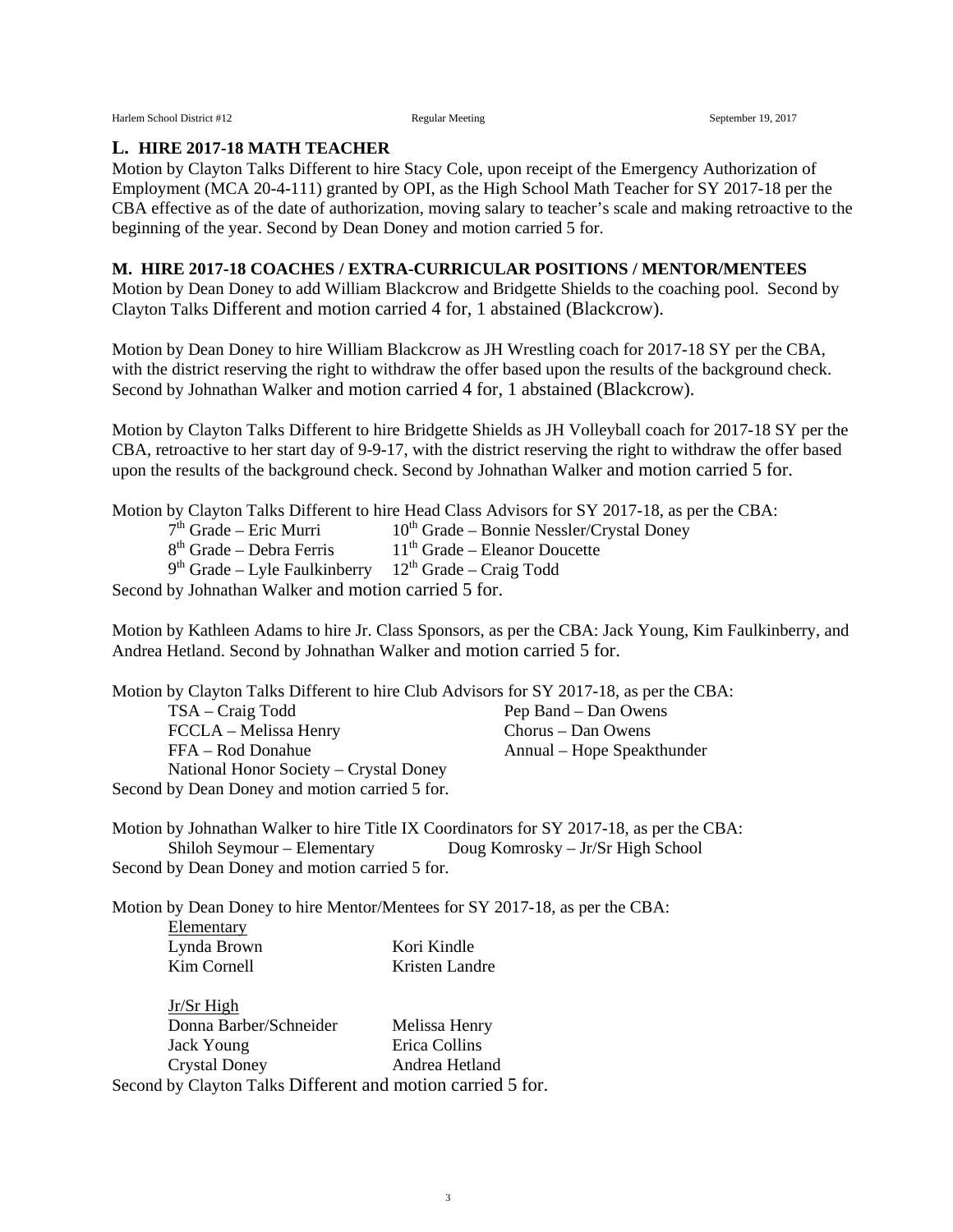## L. HIRE 2017-18 MATH TEACHER

Motion by Clayton Talks Different to hire Stacy Cole, upon receipt of the Emergency Authorization of Employment (MCA 20-4-111) granted by OPI, as the High School Math Teacher for SY 2017-18 per the CBA effective as of the date of authorization, moving salary to teacher's scale and making retroactive to the beginning of the year. Second by Dean Doney and motion carried 5 for.

## M. HIRE 2017-18 COACHES / EXTRA-CURRICULAR POSITIONS / MENTOR/MENTEES

Motion by Dean Doney to add William Blackcrow and Bridgette Shields to the coaching pool. Second by Clayton Talks Different and motion carried 4 for, 1 abstained (Blackcrow).

Motion by Dean Doney to hire William Blackcrow as JH Wrestling coach for 2017-18 SY per the CBA, with the district reserving the right to withdraw the offer based upon the results of the background check. Second by Johnathan Walker and motion carried 4 for, 1 abstained (Blackcrow).

Motion by Clayton Talks Different to hire Bridgette Shields as JH Volleyball coach for 2017-18 SY per the CBA, retroactive to her start day of 9-9-17, with the district reserving the right to withdraw the offer based upon the results of the background check. Second by Johnathan Walker and motion carried 5 for.

Motion by Clayton Talks Different to hire Head Class Advisors for SY 2017-18, as per the CBA:

- 7th Grade – Eric Murri
- 8th Grade – Debra Ferris
- 9th Grade – Lyle Faulkinberry
- 10th Grade – Bonnie Nessler/Crystal Doney
- 11th Grade – Eleanor Doucette
- 12th Grade – Craig Todd

Second by Johnathan Walker and motion carried 5 for.

Motion by Kathleen Adams to hire Jr. Class Sponsors, as per the CBA: Jack Young, Kim Faulkinberry, and Andrea Hetland. Second by Johnathan Walker and motion carried 5 for.

Motion by Clayton Talks Different to hire Club Advisors for SY 2017-18, as per the CBA:

- TSA – Craig Todd
- FCCLA – Melissa Henry
- FFA – Rod Donahue
- National Honor Society – Crystal Doney
- Pep Band – Dan Owens
- Chorus – Dan Owens
- Annual – Hope Speakthunder

Second by Dean Doney and motion carried 5 for.

Motion by Johnathan Walker to hire Title IX Coordinators for SY 2017-18, as per the CBA:

- Shiloh Seymour – Elementary
- Doug Komrosky – Jr/Sr High School

Second by Dean Doney and motion carried 5 for.

Motion by Dean Doney to hire Mentor/Mentees for SY 2017-18, as per the CBA:

<u>Elementary</u>

| | |
|---|---|
| Lynda Brown | Kori Kindle |
| Kim Cornell | Kristen Landre |

<u>Jr/Sr High</u>

| | |
|---|---|
| Donna Barber/Schneider | Melissa Henry |
| Jack Young | Erica Collins |
| Crystal Doney | Andrea Hetland |

Second by Clayton Talks Different and motion carried 5 for.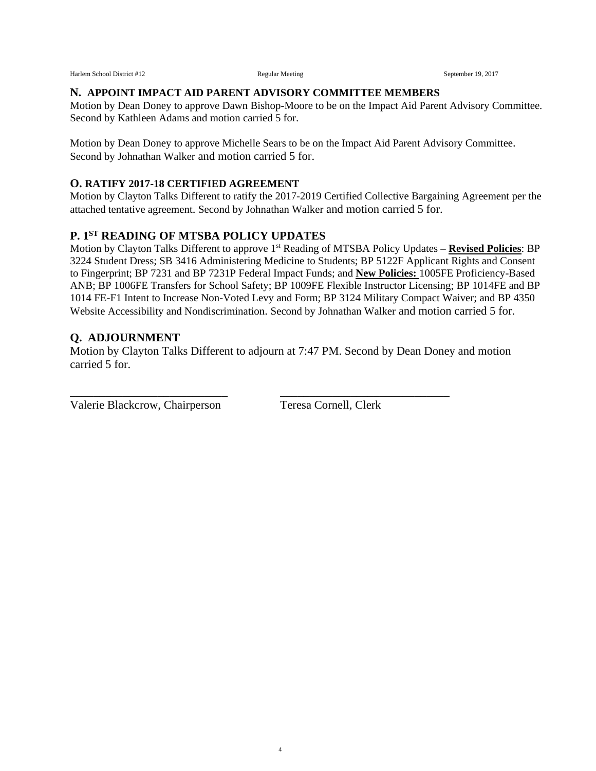## N. APPOINT IMPACT AID PARENT ADVISORY COMMITTEE MEMBERS

Motion by Dean Doney to approve Dawn Bishop-Moore to be on the Impact Aid Parent Advisory Committee. Second by Kathleen Adams and motion carried 5 for.

Motion by Dean Doney to approve Michelle Sears to be on the Impact Aid Parent Advisory Committee. Second by Johnathan Walker and motion carried 5 for.

## O. RATIFY 2017-18 CERTIFIED AGREEMENT

Motion by Clayton Talks Different to ratify the 2017-2019 Certified Collective Bargaining Agreement per the attached tentative agreement. Second by Johnathan Walker and motion carried 5 for.

## P. 1ST READING OF MTSBA POLICY UPDATES

Motion by Clayton Talks Different to approve 1st Reading of MTSBA Policy Updates – **Revised Policies**: BP 3224 Student Dress; SB 3416 Administering Medicine to Students; BP 5122F Applicant Rights and Consent to Fingerprint; BP 7231 and BP 7231P Federal Impact Funds; and **New Policies:** 1005FE Proficiency-Based ANB; BP 1006FE Transfers for School Safety; BP 1009FE Flexible Instructor Licensing; BP 1014FE and BP 1014 FE-F1 Intent to Increase Non-Voted Levy and Form; BP 3124 Military Compact Waiver; and BP 4350 Website Accessibility and Nondiscrimination. Second by Johnathan Walker and motion carried 5 for.

## Q. ADJOURNMENT

Motion by Clayton Talks Different to adjourn at 7:47 PM. Second by Dean Doney and motion carried 5 for.

\_\_\_\_\_\_\_\_\_\_\_\_\_\_\_\_\_\_\_\_\_\_\_\_\_\_\_\_ \_\_\_\_\_\_\_\_\_\_\_\_\_\_\_\_\_\_\_\_\_\_\_\_\_\_\_\_\_\_

Valerie Blackcrow, Chairperson Teresa Cornell, Clerk